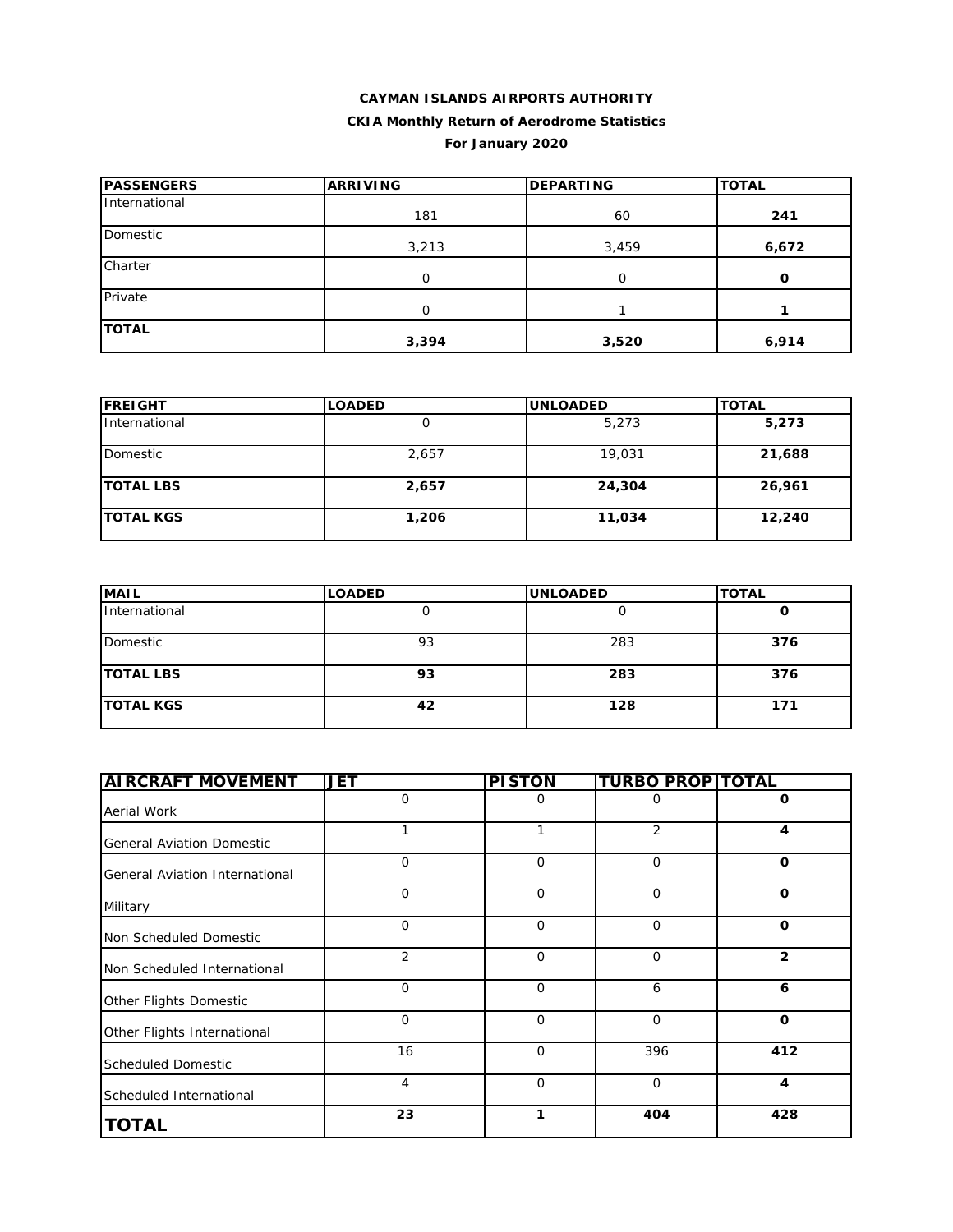**CAYMAN ISLANDS AIRPORTS AUTHORITY**

**CKIA Monthly Return of Aerodrome Statistics**

**For January 2020**

| PASSENGERS | ARRIVING | DEPARTING | TOTAL |
|---|---|---|---|
| International | 181 | 60 | **241** |
| Domestic | 3,213 | 3,459 | **6,672** |
| Charter | 0 | 0 | **0** |
| Private | 0 | 1 | **1** |
| **TOTAL** | **3,394** | **3,520** | **6,914** |

| FREIGHT | LOADED | UNLOADED | TOTAL |
|---|---|---|---|
| International | 0 | 5,273 | **5,273** |
| Domestic | 2,657 | 19,031 | **21,688** |
| **TOTAL LBS** | **2,657** | **24,304** | **26,961** |
| **TOTAL KGS** | **1,206** | **11,034** | **12,240** |

| MAIL | LOADED | UNLOADED | TOTAL |
|---|---|---|---|
| International | 0 | 0 | **0** |
| Domestic | 93 | 283 | **376** |
| **TOTAL LBS** | **93** | **283** | **376** |
| **TOTAL KGS** | **42** | **128** | **171** |

| AIRCRAFT MOVEMENT | JET | PISTON | TURBO PROP | TOTAL |
|---|---|---|---|---|
| Aerial Work | 0 | 0 | 0 | **0** |
| General Aviation Domestic | 1 | 1 | 2 | **4** |
| General Aviation International | 0 | 0 | 0 | **0** |
| Military | 0 | 0 | 0 | **0** |
| Non Scheduled Domestic | 0 | 0 | 0 | **0** |
| Non Scheduled International | 2 | 0 | 0 | **2** |
| Other Flights Domestic | 0 | 0 | 6 | **6** |
| Other Flights International | 0 | 0 | 0 | **0** |
| Scheduled Domestic | 16 | 0 | 396 | **412** |
| Scheduled International | 4 | 0 | 0 | **4** |
| **TOTAL** | **23** | **1** | **404** | **428** |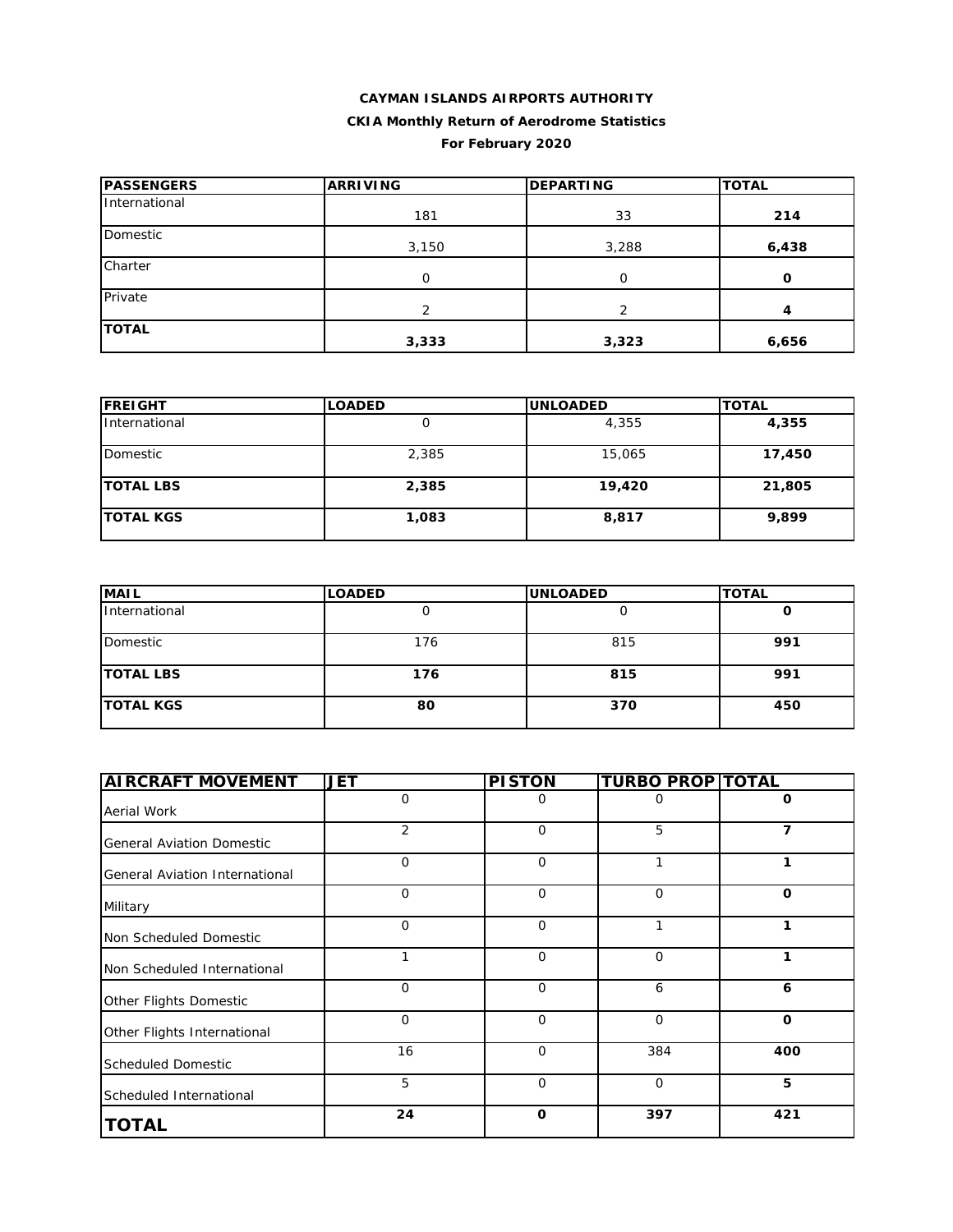**CAYMAN ISLANDS AIRPORTS AUTHORITY**

**CKIA Monthly Return of Aerodrome Statistics**

**For February 2020**

| PASSENGERS | ARRIVING | DEPARTING | TOTAL |
|---|---|---|---|
| International | 181 | 33 | **214** |
| Domestic | 3,150 | 3,288 | **6,438** |
| Charter | 0 | 0 | **0** |
| Private | 2 | 2 | **4** |
| **TOTAL** | **3,333** | **3,323** | **6,656** |

| FREIGHT | LOADED | UNLOADED | TOTAL |
|---|---|---|---|
| International | 0 | 4,355 | **4,355** |
| Domestic | 2,385 | 15,065 | **17,450** |
| **TOTAL LBS** | **2,385** | **19,420** | **21,805** |
| **TOTAL KGS** | **1,083** | **8,817** | **9,899** |

| MAIL | LOADED | UNLOADED | TOTAL |
|---|---|---|---|
| International | 0 | 0 | **0** |
| Domestic | 176 | 815 | **991** |
| **TOTAL LBS** | **176** | **815** | **991** |
| **TOTAL KGS** | **80** | **370** | **450** |

| AIRCRAFT MOVEMENT | JET | PISTON | TURBO PROP | TOTAL |
|---|---|---|---|---|
| Aerial Work | 0 | 0 | 0 | **0** |
| General Aviation Domestic | 2 | 0 | 5 | **7** |
| General Aviation International | 0 | 0 | 1 | **1** |
| Military | 0 | 0 | 0 | **0** |
| Non Scheduled Domestic | 0 | 0 | 1 | **1** |
| Non Scheduled International | 1 | 0 | 0 | **1** |
| Other Flights Domestic | 0 | 0 | 6 | **6** |
| Other Flights International | 0 | 0 | 0 | **0** |
| Scheduled Domestic | 16 | 0 | 384 | **400** |
| Scheduled International | 5 | 0 | 0 | **5** |
| **TOTAL** | **24** | **0** | **397** | **421** |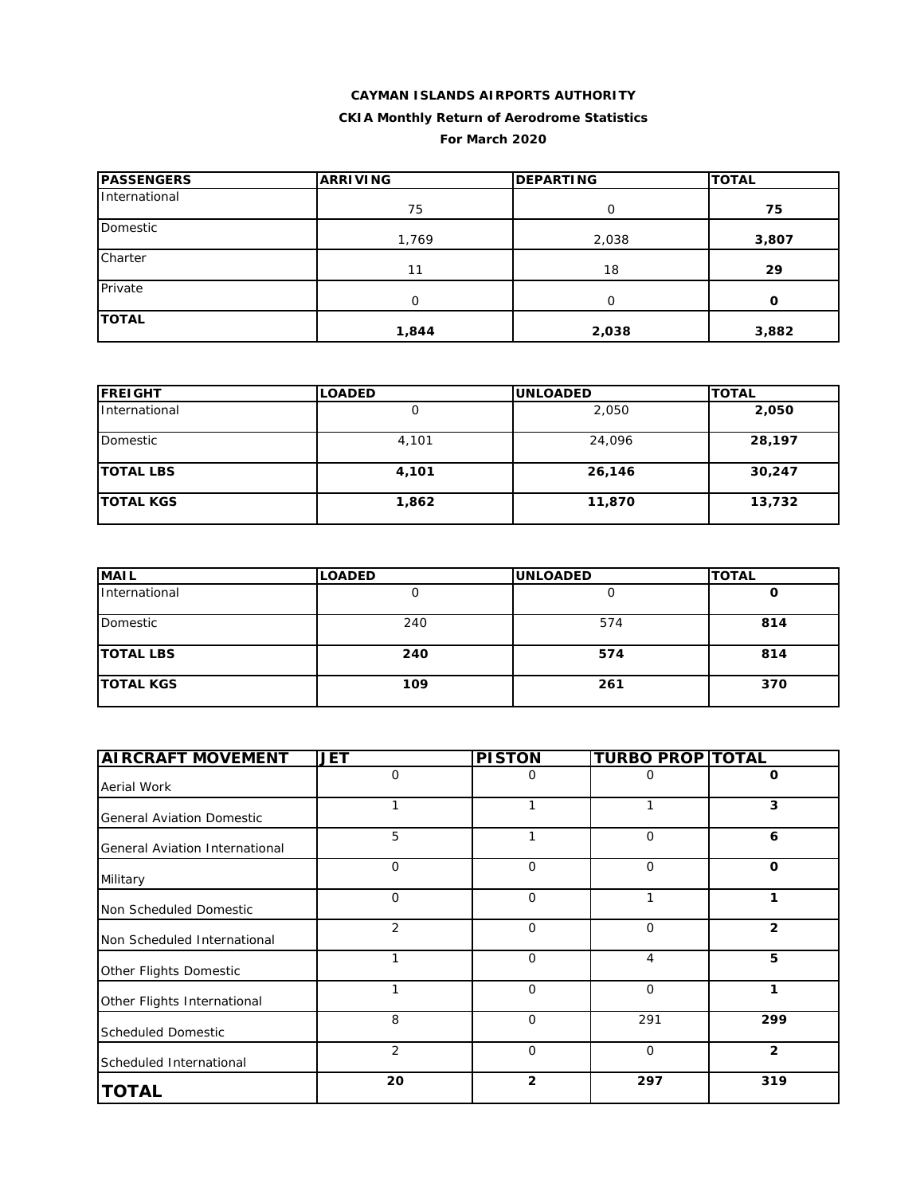**CAYMAN ISLANDS AIRPORTS AUTHORITY**

**CKIA Monthly Return of Aerodrome Statistics**

**For March 2020**

| PASSENGERS | ARRIVING | DEPARTING | TOTAL |
|---|---|---|---|
| International | 75 | 0 | **75** |
| Domestic | 1,769 | 2,038 | **3,807** |
| Charter | 11 | 18 | **29** |
| Private | 0 | 0 | **0** |
| **TOTAL** | **1,844** | **2,038** | **3,882** |

| FREIGHT | LOADED | UNLOADED | TOTAL |
|---|---|---|---|
| International | 0 | 2,050 | **2,050** |
| Domestic | 4,101 | 24,096 | **28,197** |
| **TOTAL LBS** | **4,101** | **26,146** | **30,247** |
| **TOTAL KGS** | **1,862** | **11,870** | **13,732** |

| MAIL | LOADED | UNLOADED | TOTAL |
|---|---|---|---|
| International | 0 | 0 | **0** |
| Domestic | 240 | 574 | **814** |
| **TOTAL LBS** | **240** | **574** | **814** |
| **TOTAL KGS** | **109** | **261** | **370** |

| AIRCRAFT MOVEMENT | JET | PISTON | TURBO PROP | TOTAL |
|---|---|---|---|---|
| Aerial Work | 0 | 0 | 0 | **0** |
| General Aviation Domestic | 1 | 1 | 1 | **3** |
| General Aviation International | 5 | 1 | 0 | **6** |
| Military | 0 | 0 | 0 | **0** |
| Non Scheduled Domestic | 0 | 0 | 1 | **1** |
| Non Scheduled International | 2 | 0 | 0 | **2** |
| Other Flights Domestic | 1 | 0 | 4 | **5** |
| Other Flights International | 1 | 0 | 0 | **1** |
| Scheduled Domestic | 8 | 0 | 291 | **299** |
| Scheduled International | 2 | 0 | 0 | **2** |
| **TOTAL** | **20** | **2** | **297** | **319** |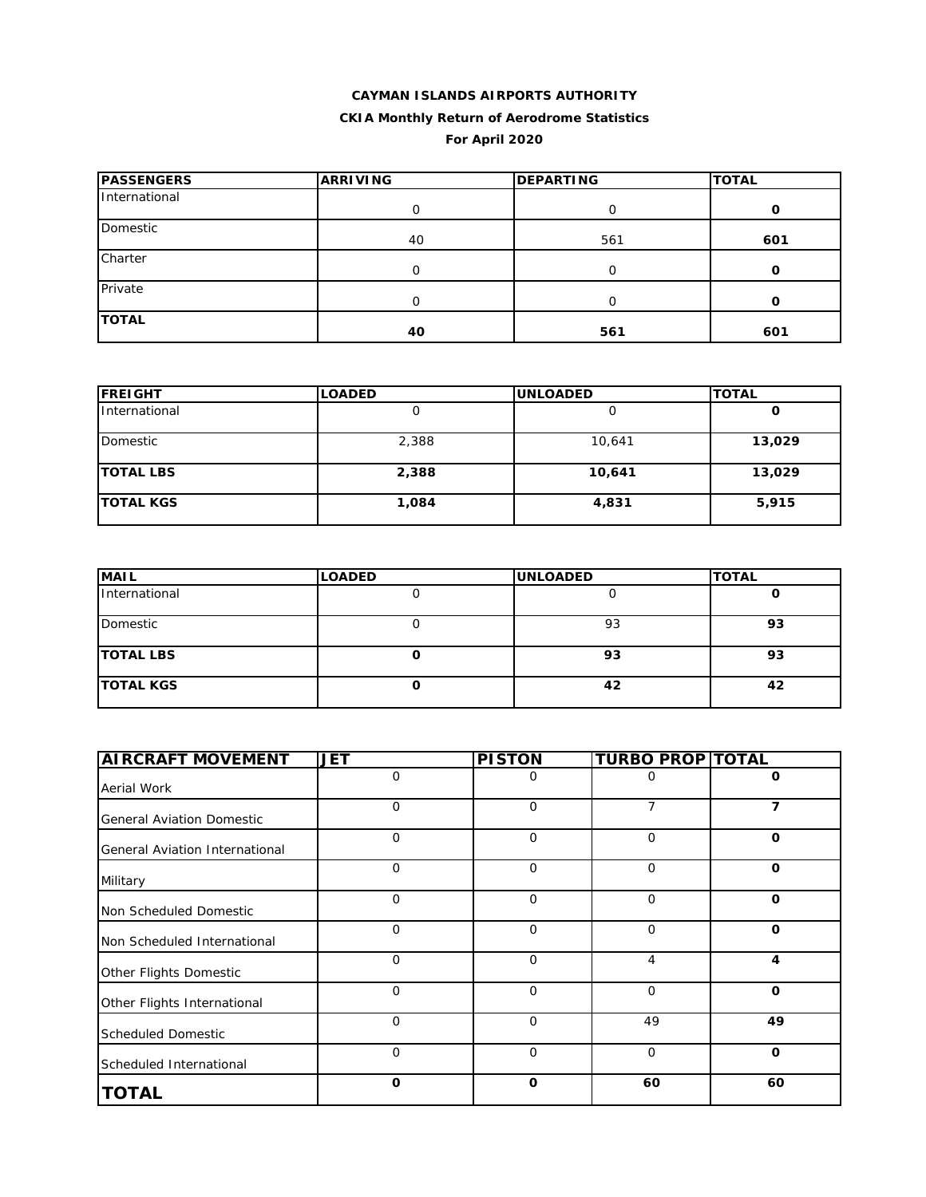**CAYMAN ISLANDS AIRPORTS AUTHORITY**

**CKIA Monthly Return of Aerodrome Statistics**

**For April 2020**

| PASSENGERS | ARRIVING | DEPARTING | TOTAL |
|---|---|---|---|
| International | 0 | 0 | **0** |
| Domestic | 40 | 561 | **601** |
| Charter | 0 | 0 | **0** |
| Private | 0 | 0 | **0** |
| **TOTAL** | **40** | **561** | **601** |

| FREIGHT | LOADED | UNLOADED | TOTAL |
|---|---|---|---|
| International | 0 | 0 | **0** |
| Domestic | 2,388 | 10,641 | **13,029** |
| **TOTAL LBS** | **2,388** | **10,641** | **13,029** |
| **TOTAL KGS** | **1,084** | **4,831** | **5,915** |

| MAIL | LOADED | UNLOADED | TOTAL |
|---|---|---|---|
| International | 0 | 0 | **0** |
| Domestic | 0 | 93 | **93** |
| **TOTAL LBS** | **0** | **93** | **93** |
| **TOTAL KGS** | **0** | **42** | **42** |

| AIRCRAFT MOVEMENT | JET | PISTON | TURBO PROP | TOTAL |
|---|---|---|---|---|
| Aerial Work | 0 | 0 | 0 | **0** |
| General Aviation Domestic | 0 | 0 | 7 | **7** |
| General Aviation International | 0 | 0 | 0 | **0** |
| Military | 0 | 0 | 0 | **0** |
| Non Scheduled Domestic | 0 | 0 | 0 | **0** |
| Non Scheduled International | 0 | 0 | 0 | **0** |
| Other Flights Domestic | 0 | 0 | 4 | **4** |
| Other Flights International | 0 | 0 | 0 | **0** |
| Scheduled Domestic | 0 | 0 | 49 | **49** |
| Scheduled International | 0 | 0 | 0 | **0** |
| **TOTAL** | **0** | **0** | **60** | **60** |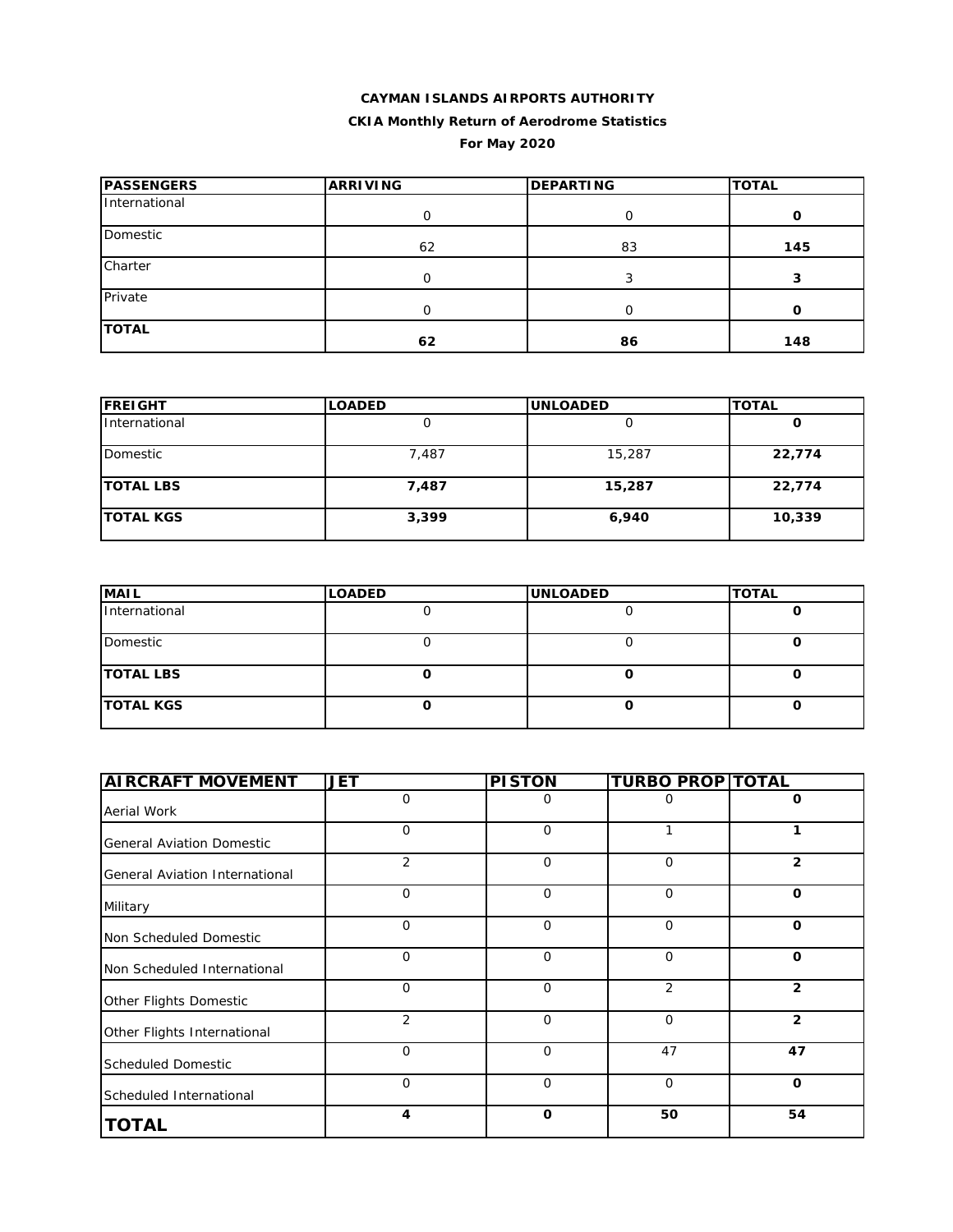**CAYMAN ISLANDS AIRPORTS AUTHORITY**

**CKIA Monthly Return of Aerodrome Statistics**

**For May 2020**

| PASSENGERS | ARRIVING | DEPARTING | TOTAL |
|---|---|---|---|
| International | 0 | 0 | **0** |
| Domestic | 62 | 83 | **145** |
| Charter | 0 | 3 | **3** |
| Private | 0 | 0 | **0** |
| **TOTAL** | **62** | **86** | **148** |

| FREIGHT | LOADED | UNLOADED | TOTAL |
|---|---|---|---|
| International | 0 | 0 | **0** |
| Domestic | 7,487 | 15,287 | **22,774** |
| **TOTAL LBS** | **7,487** | **15,287** | **22,774** |
| **TOTAL KGS** | **3,399** | **6,940** | **10,339** |

| MAIL | LOADED | UNLOADED | TOTAL |
|---|---|---|---|
| International | 0 | 0 | **0** |
| Domestic | 0 | 0 | **0** |
| **TOTAL LBS** | **0** | **0** | **0** |
| **TOTAL KGS** | **0** | **0** | **0** |

| AIRCRAFT MOVEMENT | JET | PISTON | TURBO PROP | TOTAL |
|---|---|---|---|---|
| Aerial Work | 0 | 0 | 0 | **0** |
| General Aviation Domestic | 0 | 0 | 1 | **1** |
| General Aviation International | 2 | 0 | 0 | **2** |
| Military | 0 | 0 | 0 | **0** |
| Non Scheduled Domestic | 0 | 0 | 0 | **0** |
| Non Scheduled International | 0 | 0 | 0 | **0** |
| Other Flights Domestic | 0 | 0 | 2 | **2** |
| Other Flights International | 2 | 0 | 0 | **2** |
| Scheduled Domestic | 0 | 0 | 47 | **47** |
| Scheduled International | 0 | 0 | 0 | **0** |
| **TOTAL** | **4** | **0** | **50** | **54** |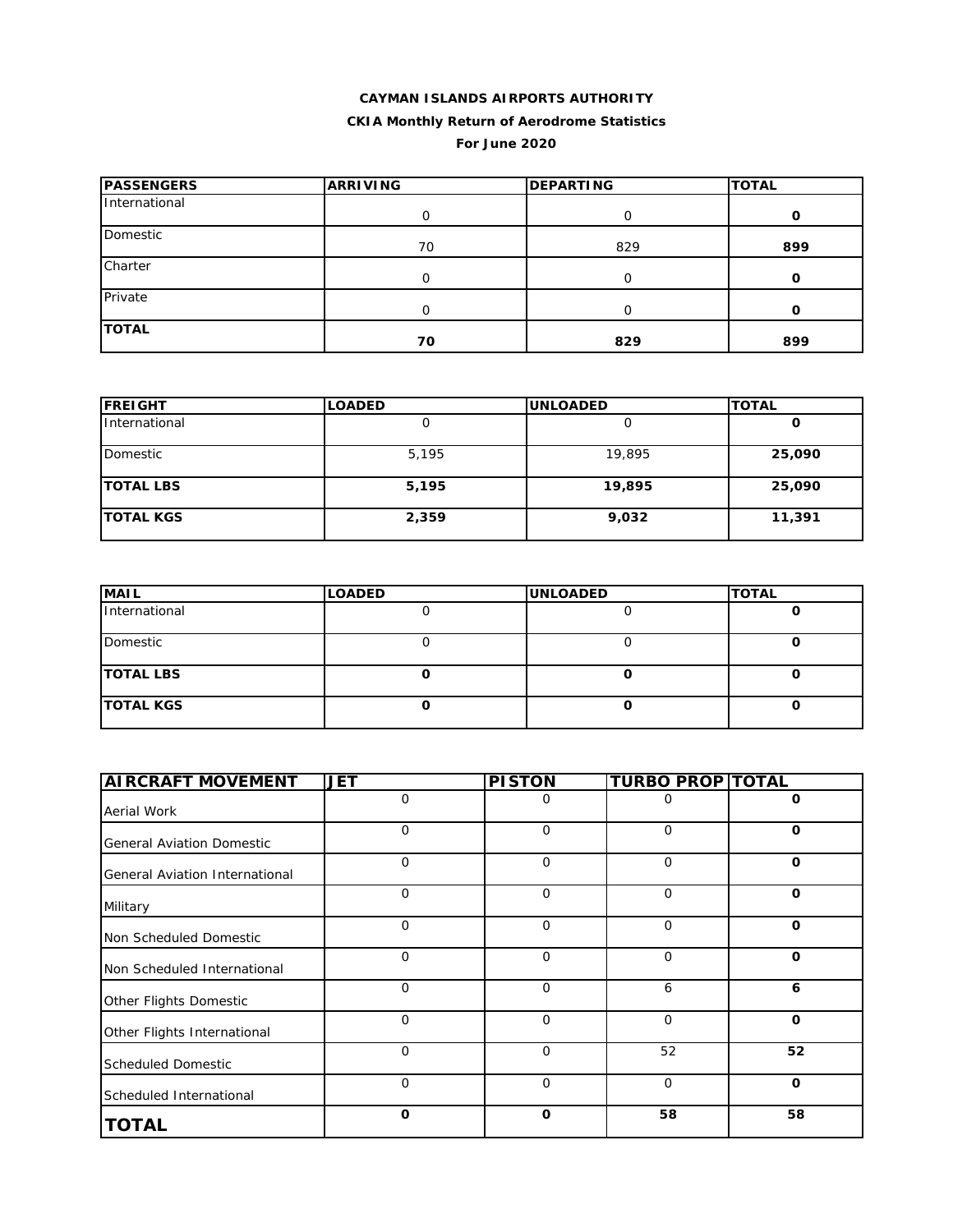**CAYMAN ISLANDS AIRPORTS AUTHORITY**

**CKIA Monthly Return of Aerodrome Statistics**

**For June 2020**

| PASSENGERS | ARRIVING | DEPARTING | TOTAL |
|---|---|---|---|
| International | 0 | 0 | **0** |
| Domestic | 70 | 829 | **899** |
| Charter | 0 | 0 | **0** |
| Private | 0 | 0 | **0** |
| **TOTAL** | **70** | **829** | **899** |

| FREIGHT | LOADED | UNLOADED | TOTAL |
|---|---|---|---|
| International | 0 | 0 | **0** |
| Domestic | 5,195 | 19,895 | **25,090** |
| **TOTAL LBS** | **5,195** | **19,895** | **25,090** |
| **TOTAL KGS** | **2,359** | **9,032** | **11,391** |

| MAIL | LOADED | UNLOADED | TOTAL |
|---|---|---|---|
| International | 0 | 0 | **0** |
| Domestic | 0 | 0 | **0** |
| **TOTAL LBS** | **0** | **0** | **0** |
| **TOTAL KGS** | **0** | **0** | **0** |

| AIRCRAFT MOVEMENT | JET | PISTON | TURBO PROP | TOTAL |
|---|---|---|---|---|
| Aerial Work | 0 | 0 | 0 | **0** |
| General Aviation Domestic | 0 | 0 | 0 | **0** |
| General Aviation International | 0 | 0 | 0 | **0** |
| Military | 0 | 0 | 0 | **0** |
| Non Scheduled Domestic | 0 | 0 | 0 | **0** |
| Non Scheduled International | 0 | 0 | 0 | **0** |
| Other Flights Domestic | 0 | 0 | 6 | **6** |
| Other Flights International | 0 | 0 | 0 | **0** |
| Scheduled Domestic | 0 | 0 | 52 | **52** |
| Scheduled International | 0 | 0 | 0 | **0** |
| **TOTAL** | **0** | **0** | **58** | **58** |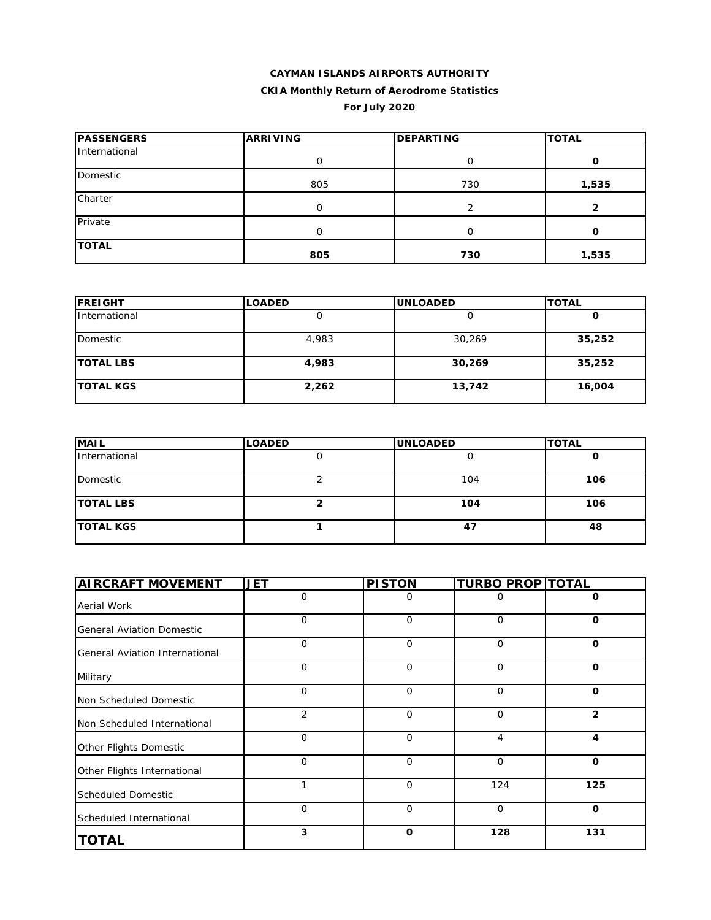**CAYMAN ISLANDS AIRPORTS AUTHORITY**

**CKIA Monthly Return of Aerodrome Statistics**

**For July 2020**

| PASSENGERS | ARRIVING | DEPARTING | TOTAL |
|---|---|---|---|
| International | 0 | 0 | **0** |
| Domestic | 805 | 730 | **1,535** |
| Charter | 0 | 2 | **2** |
| Private | 0 | 0 | **0** |
| **TOTAL** | **805** | **730** | **1,535** |

| FREIGHT | LOADED | UNLOADED | TOTAL |
|---|---|---|---|
| International | 0 | 0 | **0** |
| Domestic | 4,983 | 30,269 | **35,252** |
| **TOTAL LBS** | **4,983** | **30,269** | **35,252** |
| **TOTAL KGS** | **2,262** | **13,742** | **16,004** |

| MAIL | LOADED | UNLOADED | TOTAL |
|---|---|---|---|
| International | 0 | 0 | **0** |
| Domestic | 2 | 104 | **106** |
| **TOTAL LBS** | **2** | **104** | **106** |
| **TOTAL KGS** | **1** | **47** | **48** |

| AIRCRAFT MOVEMENT | JET | PISTON | TURBO PROP | TOTAL |
|---|---|---|---|---|
| Aerial Work | 0 | 0 | 0 | **0** |
| General Aviation Domestic | 0 | 0 | 0 | **0** |
| General Aviation International | 0 | 0 | 0 | **0** |
| Military | 0 | 0 | 0 | **0** |
| Non Scheduled Domestic | 0 | 0 | 0 | **0** |
| Non Scheduled International | 2 | 0 | 0 | **2** |
| Other Flights Domestic | 0 | 0 | 4 | **4** |
| Other Flights International | 0 | 0 | 0 | **0** |
| Scheduled Domestic | 1 | 0 | 124 | **125** |
| Scheduled International | 0 | 0 | 0 | **0** |
| **TOTAL** | **3** | **0** | **128** | **131** |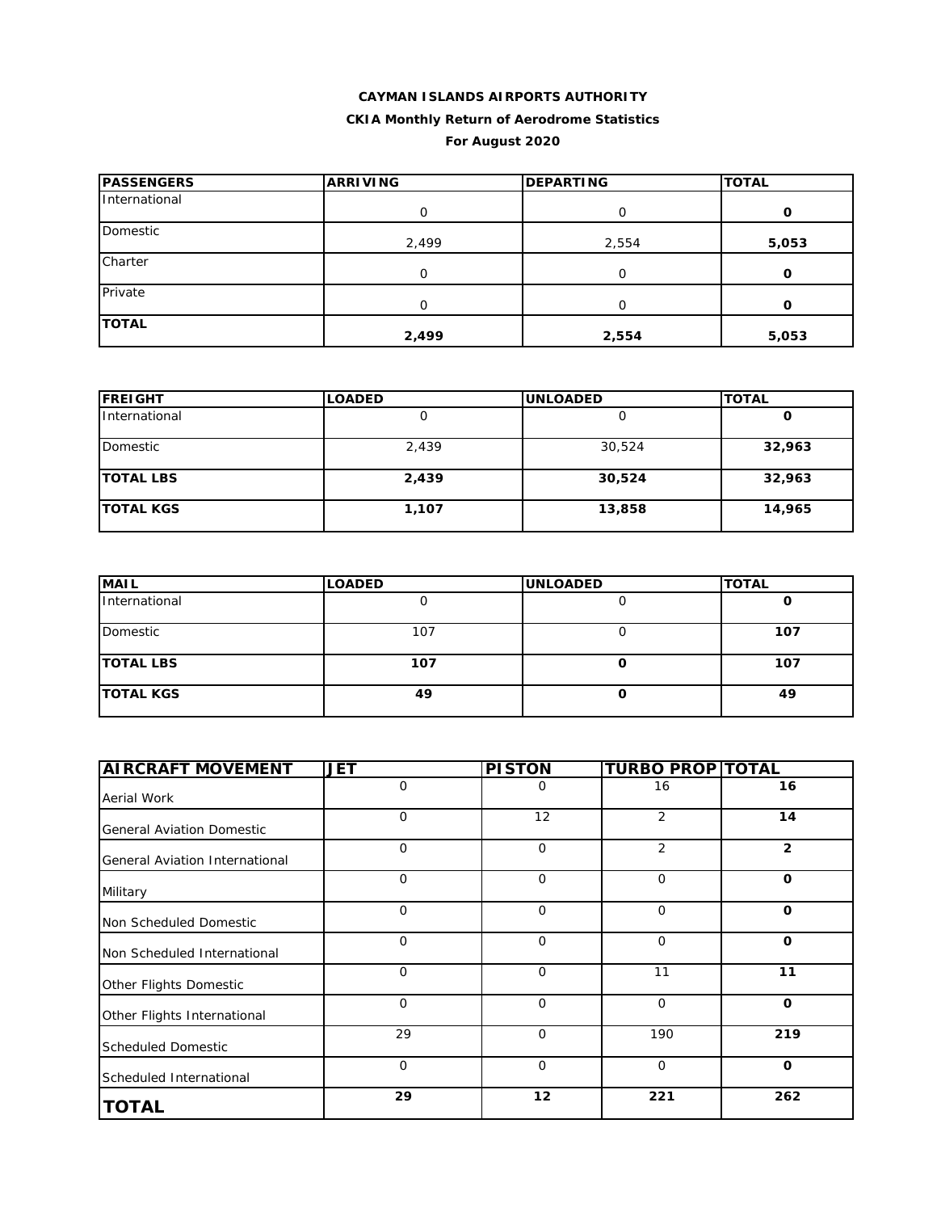**CAYMAN ISLANDS AIRPORTS AUTHORITY**

**CKIA Monthly Return of Aerodrome Statistics**

**For August 2020**

| PASSENGERS | ARRIVING | DEPARTING | TOTAL |
|---|---|---|---|
| International | 0 | 0 | **0** |
| Domestic | 2,499 | 2,554 | **5,053** |
| Charter | 0 | 0 | **0** |
| Private | 0 | 0 | **0** |
| **TOTAL** | **2,499** | **2,554** | **5,053** |

| FREIGHT | LOADED | UNLOADED | TOTAL |
|---|---|---|---|
| International | 0 | 0 | **0** |
| Domestic | 2,439 | 30,524 | **32,963** |
| **TOTAL LBS** | **2,439** | **30,524** | **32,963** |
| **TOTAL KGS** | **1,107** | **13,858** | **14,965** |

| MAIL | LOADED | UNLOADED | TOTAL |
|---|---|---|---|
| International | 0 | 0 | **0** |
| Domestic | 107 | 0 | **107** |
| **TOTAL LBS** | **107** | **0** | **107** |
| **TOTAL KGS** | **49** | **0** | **49** |

| AIRCRAFT MOVEMENT | JET | PISTON | TURBO PROP | TOTAL |
|---|---|---|---|---|
| Aerial Work | 0 | 0 | 16 | **16** |
| General Aviation Domestic | 0 | 12 | 2 | **14** |
| General Aviation International | 0 | 0 | 2 | **2** |
| Military | 0 | 0 | 0 | **0** |
| Non Scheduled Domestic | 0 | 0 | 0 | **0** |
| Non Scheduled International | 0 | 0 | 0 | **0** |
| Other Flights Domestic | 0 | 0 | 11 | **11** |
| Other Flights International | 0 | 0 | 0 | **0** |
| Scheduled Domestic | 29 | 0 | 190 | **219** |
| Scheduled International | 0 | 0 | 0 | **0** |
| **TOTAL** | **29** | **12** | **221** | **262** |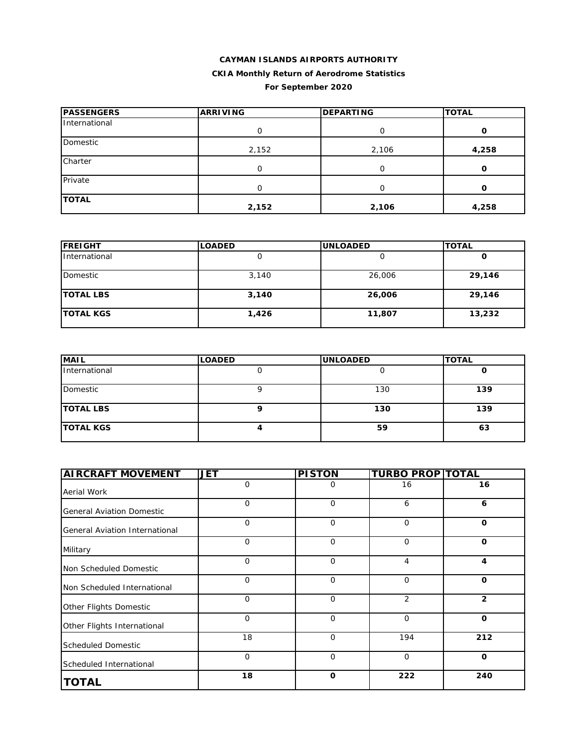**CAYMAN ISLANDS AIRPORTS AUTHORITY**

**CKIA Monthly Return of Aerodrome Statistics**

**For September 2020**

| PASSENGERS | ARRIVING | DEPARTING | TOTAL |
|---|---|---|---|
| International | 0 | 0 | **0** |
| Domestic | 2,152 | 2,106 | **4,258** |
| Charter | 0 | 0 | **0** |
| Private | 0 | 0 | **0** |
| **TOTAL** | **2,152** | **2,106** | **4,258** |

| FREIGHT | LOADED | UNLOADED | TOTAL |
|---|---|---|---|
| International | 0 | 0 | **0** |
| Domestic | 3,140 | 26,006 | **29,146** |
| **TOTAL LBS** | **3,140** | **26,006** | **29,146** |
| **TOTAL KGS** | **1,426** | **11,807** | **13,232** |

| MAIL | LOADED | UNLOADED | TOTAL |
|---|---|---|---|
| International | 0 | 0 | **0** |
| Domestic | 9 | 130 | **139** |
| **TOTAL LBS** | **9** | **130** | **139** |
| **TOTAL KGS** | **4** | **59** | **63** |

| AIRCRAFT MOVEMENT | JET | PISTON | TURBO PROP | TOTAL |
|---|---|---|---|---|
| Aerial Work | 0 | 0 | 16 | **16** |
| General Aviation Domestic | 0 | 0 | 6 | **6** |
| General Aviation International | 0 | 0 | 0 | **0** |
| Military | 0 | 0 | 0 | **0** |
| Non Scheduled Domestic | 0 | 0 | 4 | **4** |
| Non Scheduled International | 0 | 0 | 0 | **0** |
| Other Flights Domestic | 0 | 0 | 2 | **2** |
| Other Flights International | 0 | 0 | 0 | **0** |
| Scheduled Domestic | 18 | 0 | 194 | **212** |
| Scheduled International | 0 | 0 | 0 | **0** |
| **TOTAL** | **18** | **0** | **222** | **240** |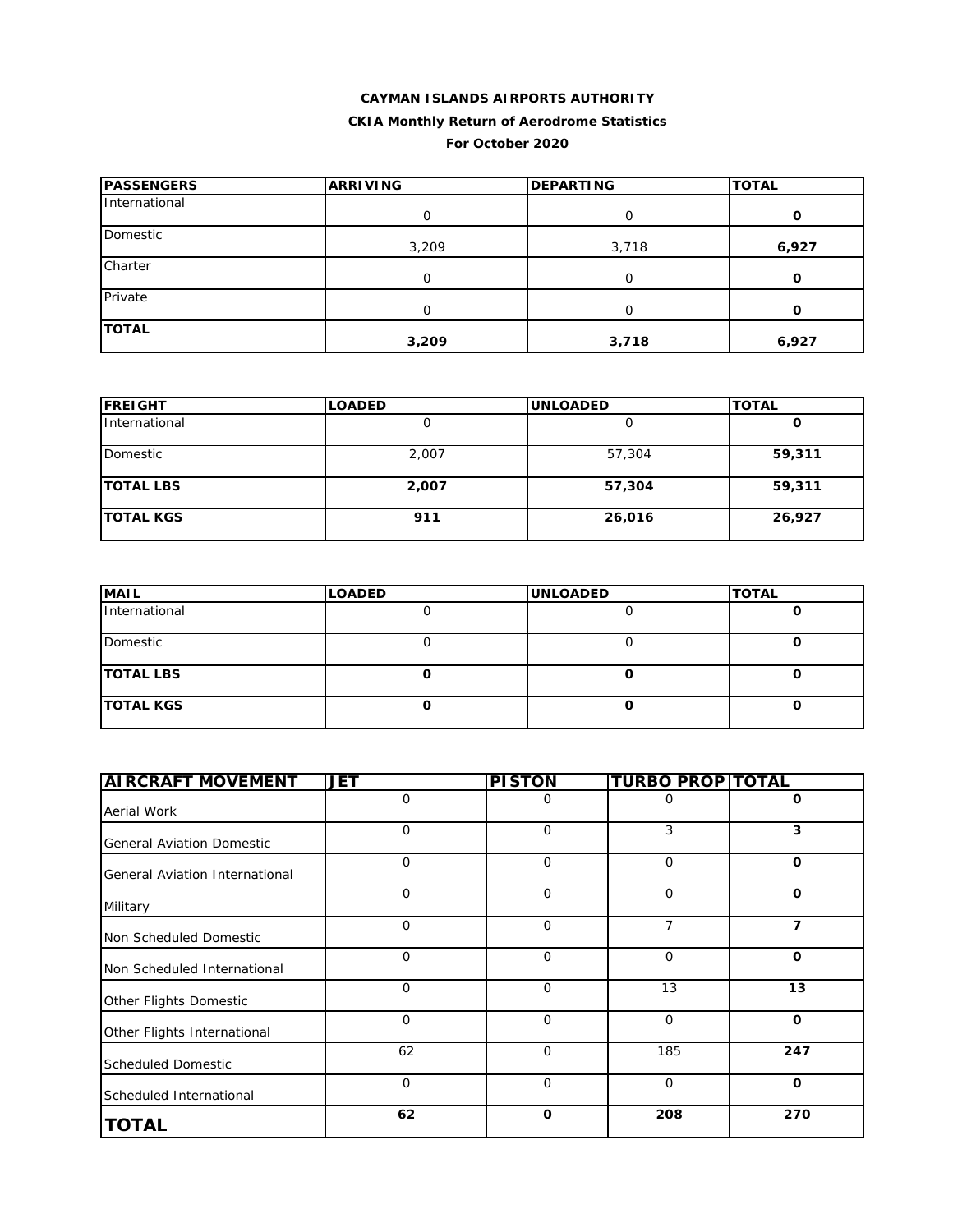**CAYMAN ISLANDS AIRPORTS AUTHORITY**

**CKIA Monthly Return of Aerodrome Statistics**

**For October 2020**

| PASSENGERS | ARRIVING | DEPARTING | TOTAL |
|---|---|---|---|
| International | 0 | 0 | **0** |
| Domestic | 3,209 | 3,718 | **6,927** |
| Charter | 0 | 0 | **0** |
| Private | 0 | 0 | **0** |
| **TOTAL** | **3,209** | **3,718** | **6,927** |

| FREIGHT | LOADED | UNLOADED | TOTAL |
|---|---|---|---|
| International | 0 | 0 | **0** |
| Domestic | 2,007 | 57,304 | **59,311** |
| **TOTAL LBS** | **2,007** | **57,304** | **59,311** |
| **TOTAL KGS** | **911** | **26,016** | **26,927** |

| MAIL | LOADED | UNLOADED | TOTAL |
|---|---|---|---|
| International | 0 | 0 | **0** |
| Domestic | 0 | 0 | **0** |
| **TOTAL LBS** | **0** | **0** | **0** |
| **TOTAL KGS** | **0** | **0** | **0** |

| AIRCRAFT MOVEMENT | JET | PISTON | TURBO PROP | TOTAL |
|---|---|---|---|---|
| Aerial Work | 0 | 0 | 0 | **0** |
| General Aviation Domestic | 0 | 0 | 3 | **3** |
| General Aviation International | 0 | 0 | 0 | **0** |
| Military | 0 | 0 | 0 | **0** |
| Non Scheduled Domestic | 0 | 0 | 7 | **7** |
| Non Scheduled International | 0 | 0 | 0 | **0** |
| Other Flights Domestic | 0 | 0 | 13 | **13** |
| Other Flights International | 0 | 0 | 0 | **0** |
| Scheduled Domestic | 62 | 0 | 185 | **247** |
| Scheduled International | 0 | 0 | 0 | **0** |
| **TOTAL** | **62** | **0** | **208** | **270** |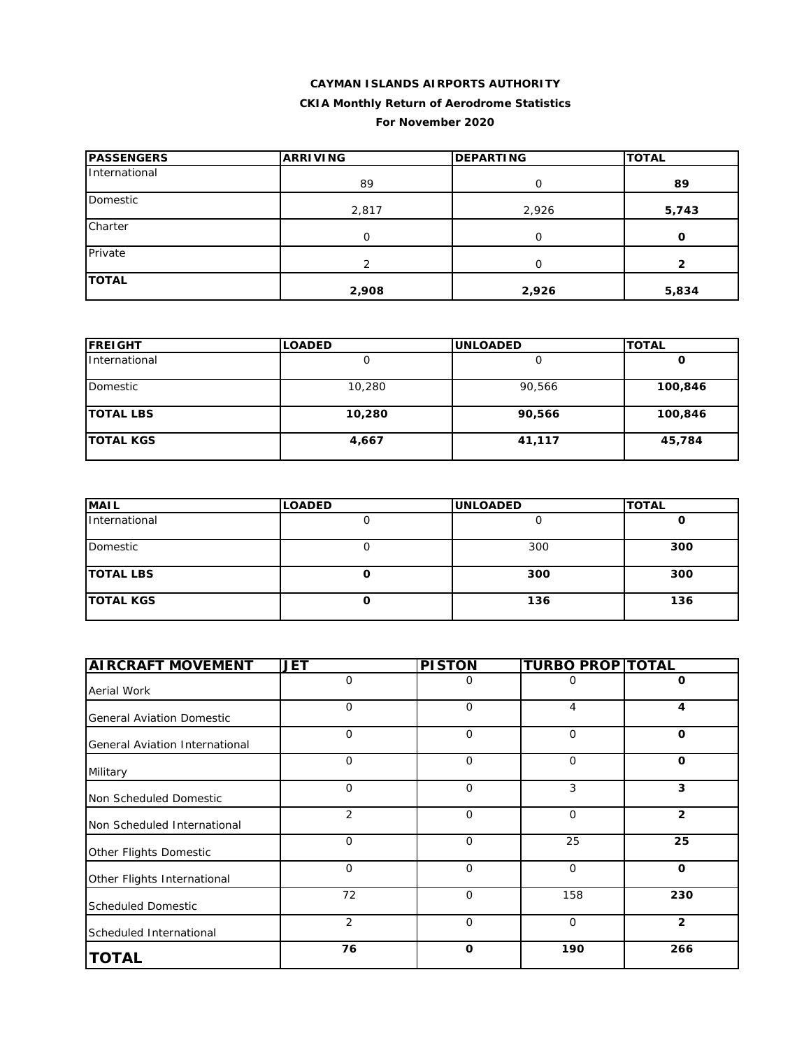**CAYMAN ISLANDS AIRPORTS AUTHORITY**

**CKIA Monthly Return of Aerodrome Statistics**

**For November 2020**

| PASSENGERS | ARRIVING | DEPARTING | TOTAL |
|---|---|---|---|
| International | 89 | 0 | **89** |
| Domestic | 2,817 | 2,926 | **5,743** |
| Charter | 0 | 0 | **0** |
| Private | 2 | 0 | **2** |
| **TOTAL** | **2,908** | **2,926** | **5,834** |

| FREIGHT | LOADED | UNLOADED | TOTAL |
|---|---|---|---|
| International | 0 | 0 | **0** |
| Domestic | 10,280 | 90,566 | **100,846** |
| **TOTAL LBS** | **10,280** | **90,566** | **100,846** |
| **TOTAL KGS** | **4,667** | **41,117** | **45,784** |

| MAIL | LOADED | UNLOADED | TOTAL |
|---|---|---|---|
| International | 0 | 0 | **0** |
| Domestic | 0 | 300 | **300** |
| **TOTAL LBS** | **0** | **300** | **300** |
| **TOTAL KGS** | **0** | **136** | **136** |

| AIRCRAFT MOVEMENT | JET | PISTON | TURBO PROP | TOTAL |
|---|---|---|---|---|
| Aerial Work | 0 | 0 | 0 | **0** |
| General Aviation Domestic | 0 | 0 | 4 | **4** |
| General Aviation International | 0 | 0 | 0 | **0** |
| Military | 0 | 0 | 0 | **0** |
| Non Scheduled Domestic | 0 | 0 | 3 | **3** |
| Non Scheduled International | 2 | 0 | 0 | **2** |
| Other Flights Domestic | 0 | 0 | 25 | **25** |
| Other Flights International | 0 | 0 | 0 | **0** |
| Scheduled Domestic | 72 | 0 | 158 | **230** |
| Scheduled International | 2 | 0 | 0 | **2** |
| **TOTAL** | **76** | **0** | **190** | **266** |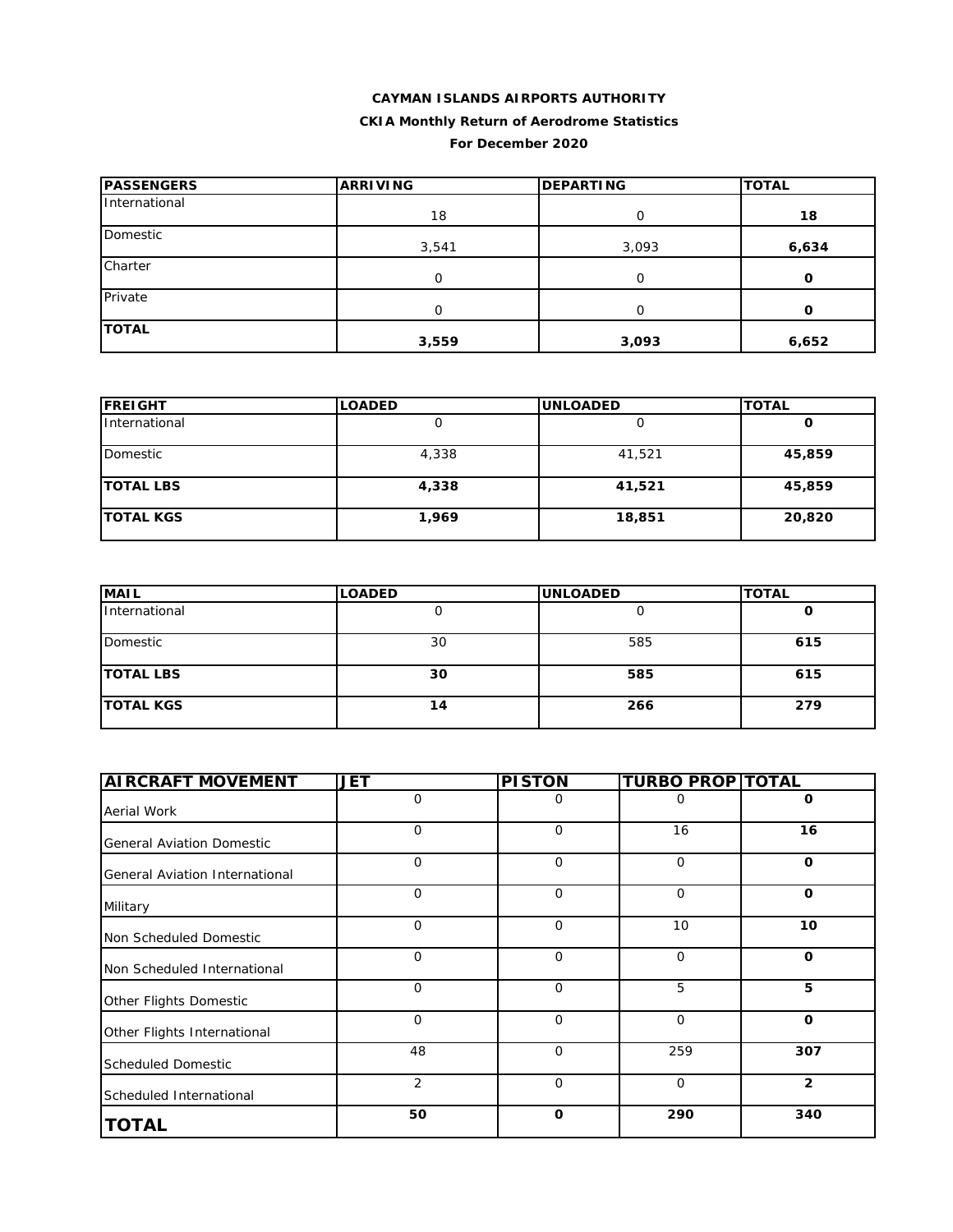**CAYMAN ISLANDS AIRPORTS AUTHORITY**

**CKIA Monthly Return of Aerodrome Statistics**

**For December 2020**

| PASSENGERS | ARRIVING | DEPARTING | TOTAL |
|---|---|---|---|
| International | 18 | 0 | **18** |
| Domestic | 3,541 | 3,093 | **6,634** |
| Charter | 0 | 0 | **0** |
| Private | 0 | 0 | **0** |
| **TOTAL** | **3,559** | **3,093** | **6,652** |

| FREIGHT | LOADED | UNLOADED | TOTAL |
|---|---|---|---|
| International | 0 | 0 | **0** |
| Domestic | 4,338 | 41,521 | **45,859** |
| **TOTAL LBS** | **4,338** | **41,521** | **45,859** |
| **TOTAL KGS** | **1,969** | **18,851** | **20,820** |

| MAIL | LOADED | UNLOADED | TOTAL |
|---|---|---|---|
| International | 0 | 0 | **0** |
| Domestic | 30 | 585 | **615** |
| **TOTAL LBS** | **30** | **585** | **615** |
| **TOTAL KGS** | **14** | **266** | **279** |

| AIRCRAFT MOVEMENT | JET | PISTON | TURBO PROP | TOTAL |
|---|---|---|---|---|
| Aerial Work | 0 | 0 | 0 | **0** |
| General Aviation Domestic | 0 | 0 | 16 | **16** |
| General Aviation International | 0 | 0 | 0 | **0** |
| Military | 0 | 0 | 0 | **0** |
| Non Scheduled Domestic | 0 | 0 | 10 | **10** |
| Non Scheduled International | 0 | 0 | 0 | **0** |
| Other Flights Domestic | 0 | 0 | 5 | **5** |
| Other Flights International | 0 | 0 | 0 | **0** |
| Scheduled Domestic | 48 | 0 | 259 | **307** |
| Scheduled International | 2 | 0 | 0 | **2** |
| **TOTAL** | **50** | **0** | **290** | **340** |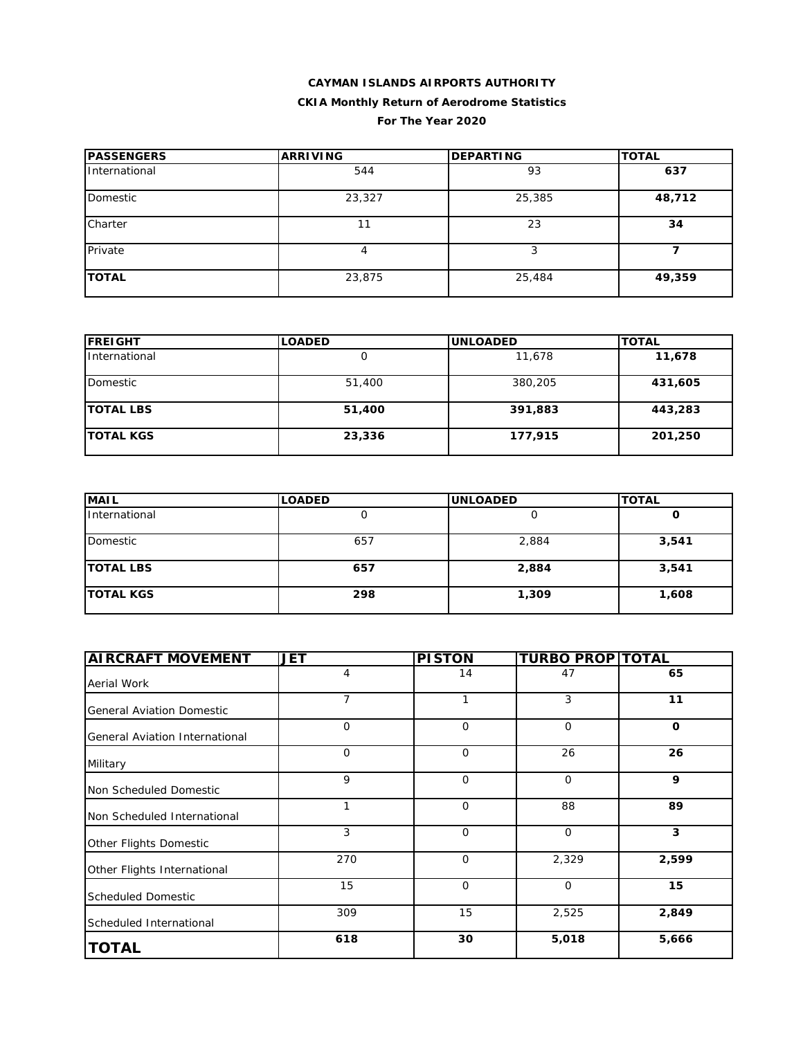**CAYMAN ISLANDS AIRPORTS AUTHORITY**

**CKIA Monthly Return of Aerodrome Statistics**

**For The Year 2020**

| PASSENGERS | ARRIVING | DEPARTING | TOTAL |
|---|---|---|---|
| International | 544 | 93 | **637** |
| Domestic | 23,327 | 25,385 | **48,712** |
| Charter | 11 | 23 | **34** |
| Private | 4 | 3 | **7** |
| **TOTAL** | 23,875 | 25,484 | **49,359** |

| FREIGHT | LOADED | UNLOADED | TOTAL |
|---|---|---|---|
| International | 0 | 11,678 | **11,678** |
| Domestic | 51,400 | 380,205 | **431,605** |
| **TOTAL LBS** | **51,400** | **391,883** | **443,283** |
| **TOTAL KGS** | **23,336** | **177,915** | **201,250** |

| MAIL | LOADED | UNLOADED | TOTAL |
|---|---|---|---|
| International | 0 | 0 | **0** |
| Domestic | 657 | 2,884 | **3,541** |
| **TOTAL LBS** | **657** | **2,884** | **3,541** |
| **TOTAL KGS** | **298** | **1,309** | **1,608** |

| AIRCRAFT MOVEMENT | JET | PISTON | TURBO PROP | TOTAL |
|---|---|---|---|---|
| Aerial Work | 4 | 14 | 47 | **65** |
| General Aviation Domestic | 7 | 1 | 3 | **11** |
| General Aviation International | 0 | 0 | 0 | **0** |
| Military | 0 | 0 | 26 | **26** |
| Non Scheduled Domestic | 9 | 0 | 0 | **9** |
| Non Scheduled International | 1 | 0 | 88 | **89** |
| Other Flights Domestic | 3 | 0 | 0 | **3** |
| Other Flights International | 270 | 0 | 2,329 | **2,599** |
| Scheduled Domestic | 15 | 0 | 0 | **15** |
| Scheduled International | 309 | 15 | 2,525 | **2,849** |
| **TOTAL** | **618** | **30** | **5,018** | **5,666** |